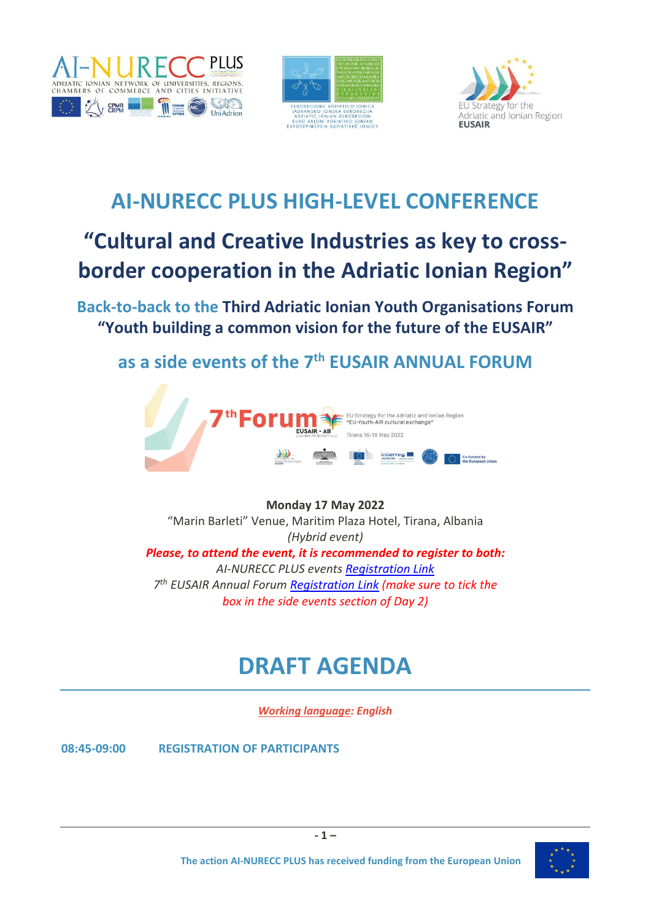# AI-NURECC PLUS HIGH-LEVEL CONFERENCE

## "Cultural and Creative Industries as key to cross-border cooperation in the Adriatic Ionian Region"

**Back-to-back to the Third Adriatic Ionian Youth Organisations Forum "Youth building a common vision for the future of the EUSAIR"**

**as a side events of the 7th EUSAIR ANNUAL FORUM**

**Monday 17 May 2022**
"Marin Barleti" Venue, Maritim Plaza Hotel, Tirana, Albania
*(Hybrid event)*
***Please, to attend the event, it is recommended to register to both:***
*AI-NURECC PLUS events Registration Link*
*7th EUSAIR Annual Forum Registration Link (make sure to tick the box in the side events section of Day 2)*

# DRAFT AGENDA

***Working language: English***

**08:45-09:00 REGISTRATION OF PARTICIPANTS**

The action AI-NURECC PLUS has received funding from the European Union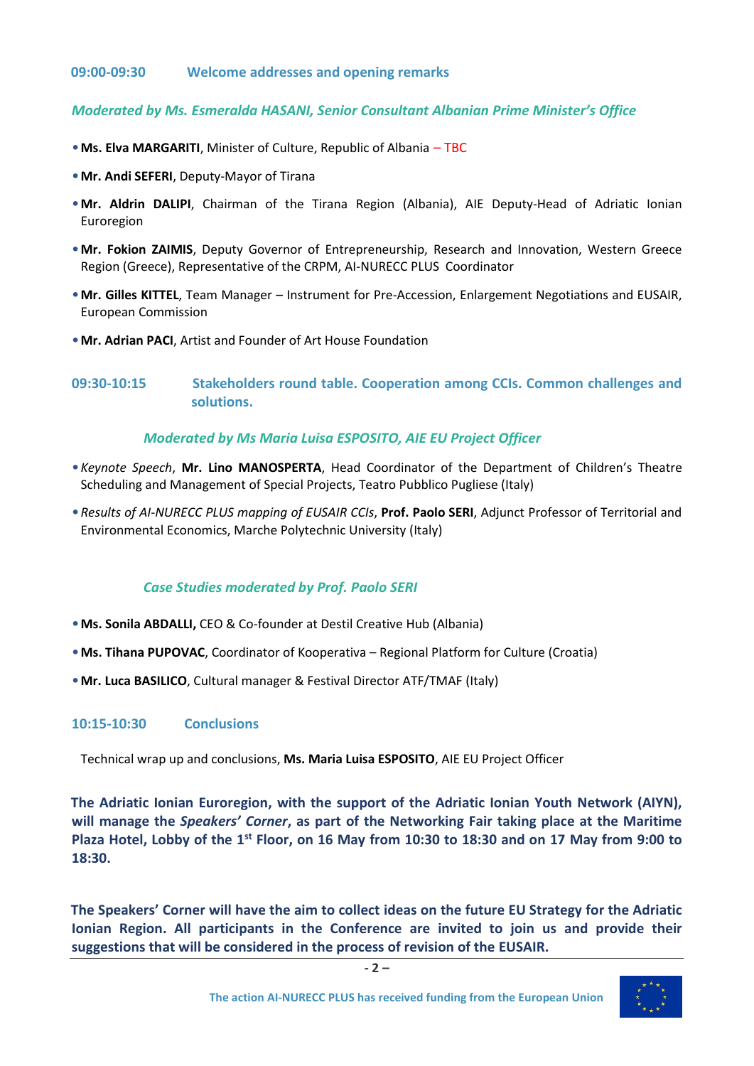### 09:00-09:30 Welcome addresses and opening remarks

*Moderated by Ms. Esmeralda HASANI, Senior Consultant Albanian Prime Minister's Office*

- **Ms. Elva MARGARITI**, Minister of Culture, Republic of Albania – TBC
- **Mr. Andi SEFERI**, Deputy-Mayor of Tirana
- **Mr. Aldrin DALIPI**, Chairman of the Tirana Region (Albania), AIE Deputy-Head of Adriatic Ionian Euroregion
- **Mr. Fokion ZAIMIS**, Deputy Governor of Entrepreneurship, Research and Innovation, Western Greece Region (Greece), Representative of the CRPM, AI-NURECC PLUS Coordinator
- **Mr. Gilles KITTEL**, Team Manager – Instrument for Pre-Accession, Enlargement Negotiations and EUSAIR, European Commission
- **Mr. Adrian PACI**, Artist and Founder of Art House Foundation

### 09:30-10:15 Stakeholders round table. Cooperation among CCIs. Common challenges and solutions.

*Moderated by Ms Maria Luisa ESPOSITO, AIE EU Project Officer*

- *Keynote Speech*, **Mr. Lino MANOSPERTA**, Head Coordinator of the Department of Children's Theatre Scheduling and Management of Special Projects, Teatro Pubblico Pugliese (Italy)
- *Results of AI-NURECC PLUS mapping of EUSAIR CCIs*, **Prof. Paolo SERI**, Adjunct Professor of Territorial and Environmental Economics, Marche Polytechnic University (Italy)

*Case Studies moderated by Prof. Paolo SERI*

- **Ms. Sonila ABDALLI,** CEO & Co-founder at Destil Creative Hub (Albania)
- **Ms. Tihana PUPOVAC**, Coordinator of Kooperativa – Regional Platform for Culture (Croatia)
- **Mr. Luca BASILICO**, Cultural manager & Festival Director ATF/TMAF (Italy)

### 10:15-10:30 Conclusions

Technical wrap up and conclusions, **Ms. Maria Luisa ESPOSITO**, AIE EU Project Officer

**The Adriatic Ionian Euroregion, with the support of the Adriatic Ionian Youth Network (AIYN), will manage the *Speakers' Corner*, as part of the Networking Fair taking place at the Maritime Plaza Hotel, Lobby of the 1st Floor, on 16 May from 10:30 to 18:30 and on 17 May from 9:00 to 18:30.**

**The Speakers' Corner will have the aim to collect ideas on the future EU Strategy for the Adriatic Ionian Region. All participants in the Conference are invited to join us and provide their suggestions that will be considered in the process of revision of the EUSAIR.**

The action AI-NURECC PLUS has received funding from the European Union